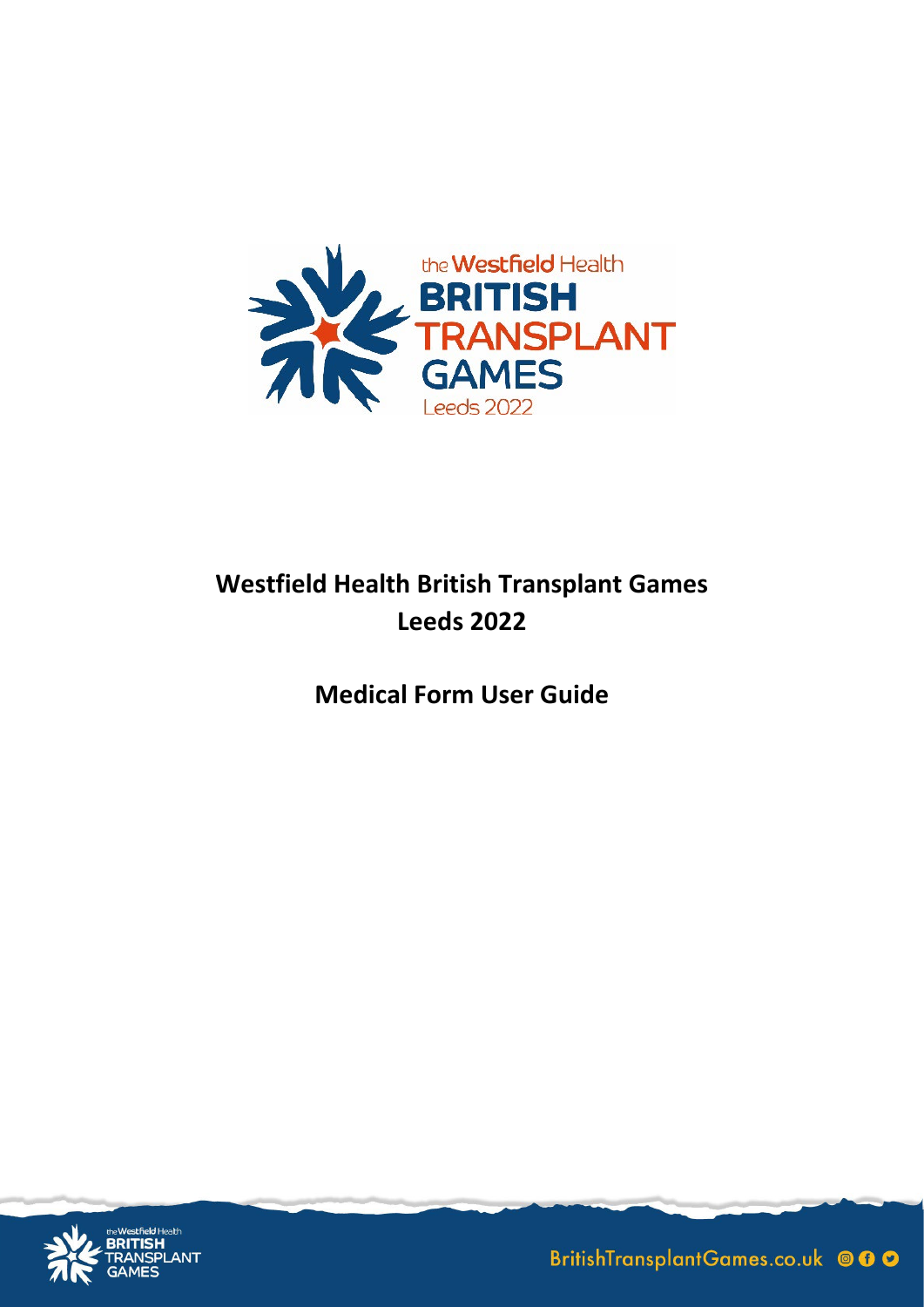# Westfield Health British Transplant Games Leeds 2022

## Medical Form User Guide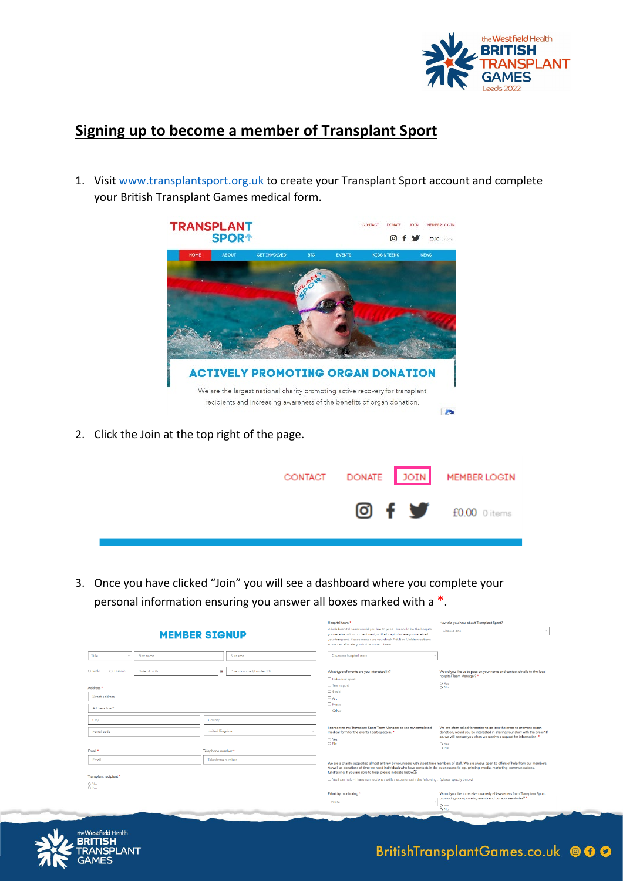## Signing up to become a member of Transplant Sport

1. Visit www.transplantsport.org.uk to create your Transplant Sport account and complete your British Transplant Games medical form.

2. Click the Join at the top right of the page.

3. Once you have clicked "Join" you will see a dashboard where you complete your personal information ensuring you answer all boxes marked with a *.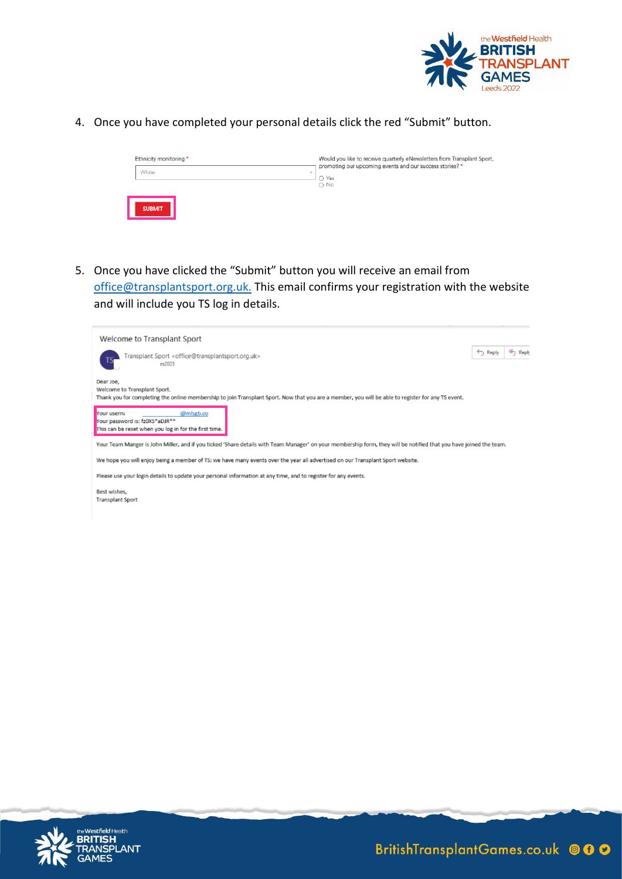4. Once you have completed your personal details click the red "Submit" button.

Ethnicity monitoring *

White

Would you like to receive quarterly eNewsletters from Transplant Sport, promoting our upcoming events and our success stories? *

○ Yes
○ No

SUBMIT

5. Once you have clicked the "Submit" button you will receive an email from office@transplantsport.org.uk. This email confirms your registration with the website and will include you TS log in details.

Welcome to Transplant Sport

Transplant Sport <office@transplantsport.org.uk>

Dear Joe,
Welcome to Transplant Sport.
Thank you for completing the online membership to join Transplant Sport. Now that you are a member, you will be able to register for any TS event.

Your usern: i@mlsgb.co
Your password is: fz0XS*aDJR**
This can be reset when you log in for the first time.

Your Team Manger is John Miller, and if you ticked 'Share details with Team Manager' on your membership form, they will be notified that you have joined the team.

We hope you will enjoy being a member of TS; we have many events over the year all advertised on our Transplant Sport website.

Please use your login details to update your personal information at any time, and to register for any events.

Best wishes,
Transplant Sport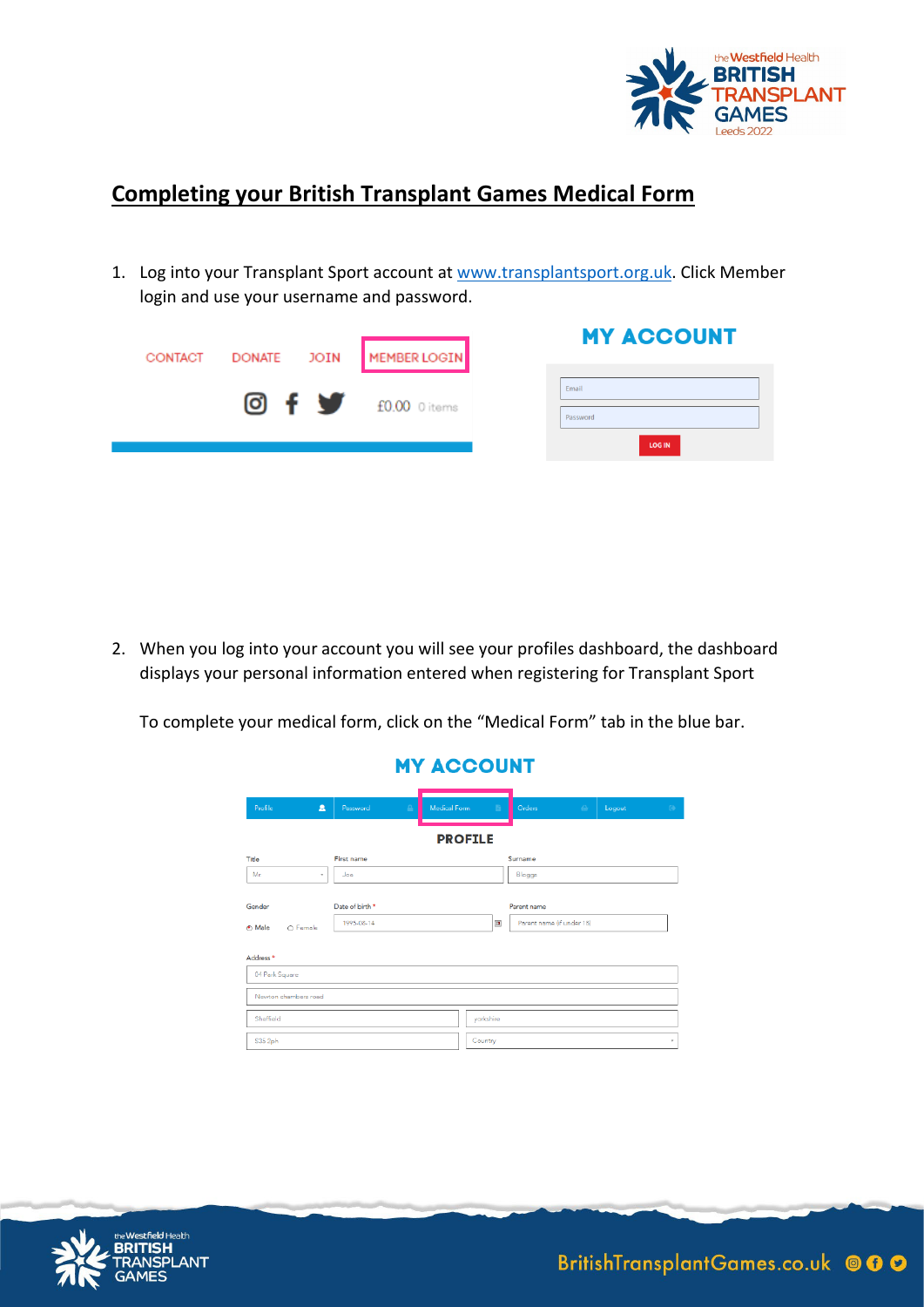## Completing your British Transplant Games Medical Form

1. Log into your Transplant Sport account at www.transplantsport.org.uk. Click Member login and use your username and password.

2. When you log into your account you will see your profiles dashboard, the dashboard displays your personal information entered when registering for Transplant Sport

   To complete your medical form, click on the "Medical Form" tab in the blue bar.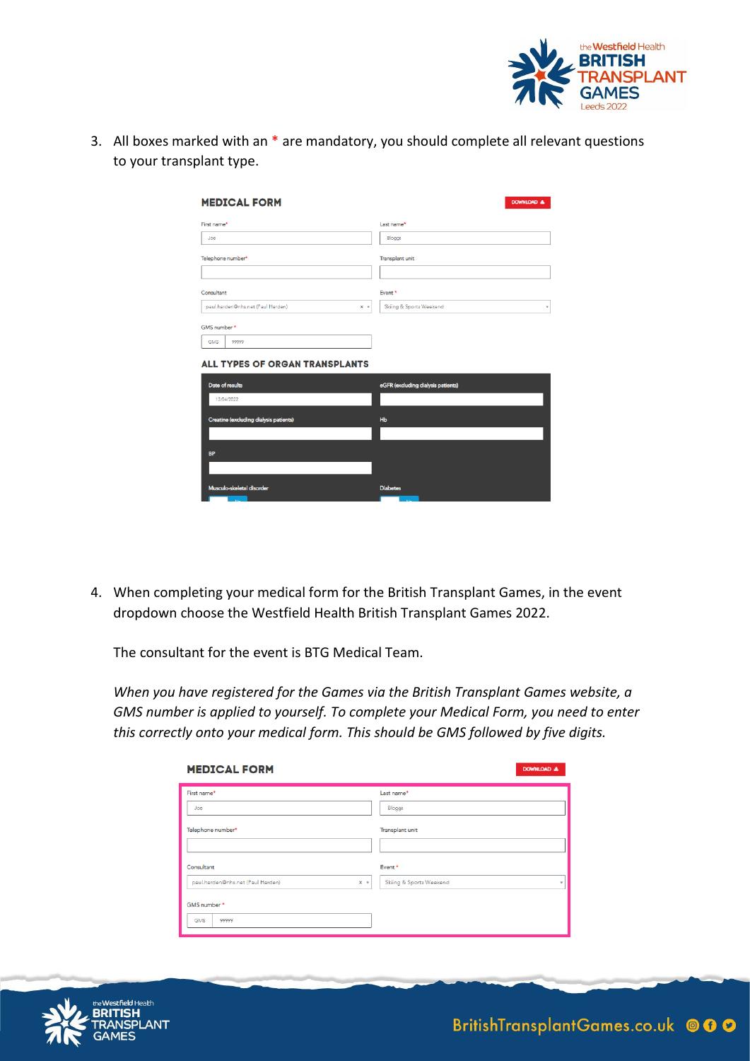3. All boxes marked with an * are mandatory, you should complete all relevant questions to your transplant type.

4. When completing your medical form for the British Transplant Games, in the event dropdown choose the Westfield Health British Transplant Games 2022.

   The consultant for the event is BTG Medical Team.

   *When you have registered for the Games via the British Transplant Games website, a GMS number is applied to yourself. To complete your Medical Form, you need to enter this correctly onto your medical form. This should be GMS followed by five digits.*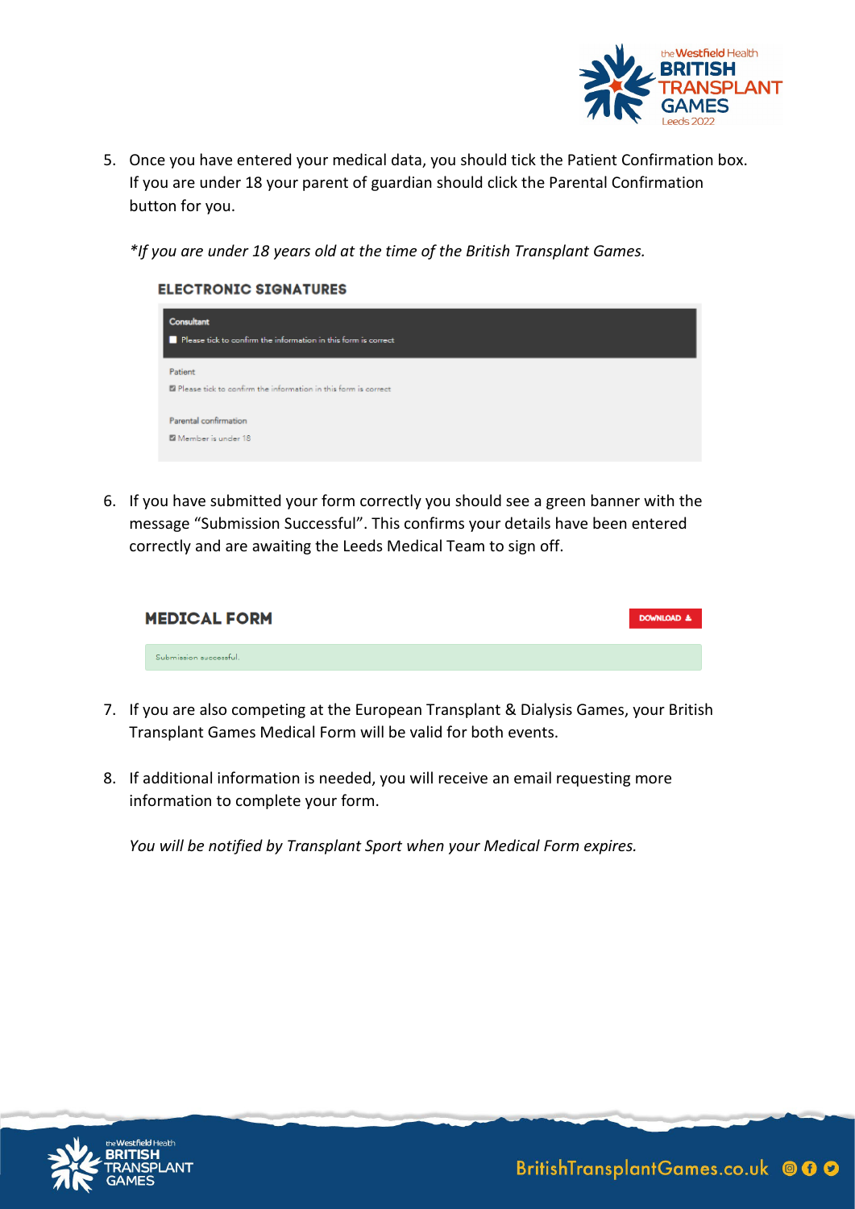5. Once you have entered your medical data, you should tick the Patient Confirmation box. If you are under 18 your parent of guardian should click the Parental Confirmation button for you.

   *\*If you are under 18 years old at the time of the British Transplant Games.*

   **ELECTRONIC SIGNATURES**

   Consultant
   - [ ] Please tick to confirm the information in this form is correct

   Patient
   - [x] Please tick to confirm the information in this form is correct

   Parental confirmation
   - [x] Member is under 18

6. If you have submitted your form correctly you should see a green banner with the message "Submission Successful". This confirms your details have been entered correctly and are awaiting the Leeds Medical Team to sign off.

   **MEDICAL FORM** DOWNLOAD

   Submission successful.

7. If you are also competing at the European Transplant & Dialysis Games, your British Transplant Games Medical Form will be valid for both events.

8. If additional information is needed, you will receive an email requesting more information to complete your form.

   *You will be notified by Transplant Sport when your Medical Form expires.*